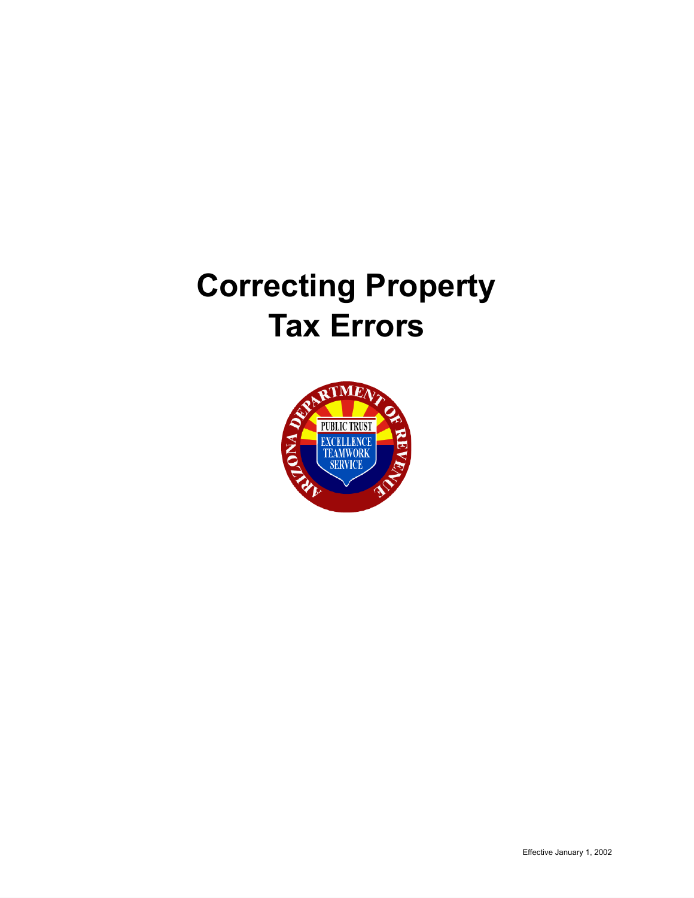# Correcting Property Tax Errors

Effective January 1, 2002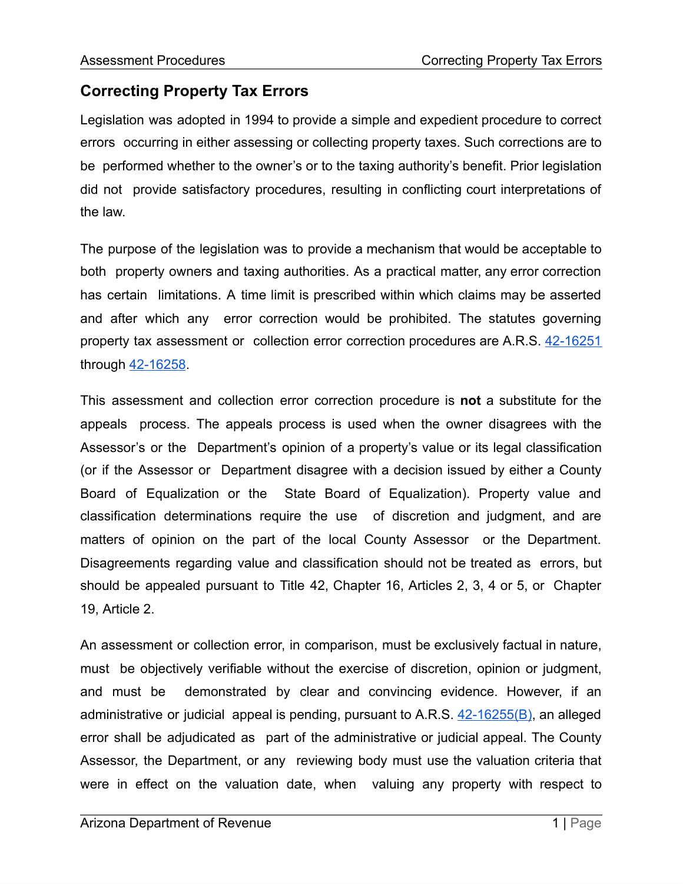## Correcting Property Tax Errors

Legislation was adopted in 1994 to provide a simple and expedient procedure to correct errors occurring in either assessing or collecting property taxes. Such corrections are to be performed whether to the owner's or to the taxing authority's benefit. Prior legislation did not provide satisfactory procedures, resulting in conflicting court interpretations of the law.

The purpose of the legislation was to provide a mechanism that would be acceptable to both property owners and taxing authorities. As a practical matter, any error correction has certain limitations. A time limit is prescribed within which claims may be asserted and after which any error correction would be prohibited. The statutes governing property tax assessment or collection error correction procedures are A.R.S. 42-16251 through 42-16258.

This assessment and collection error correction procedure is **not** a substitute for the appeals process. The appeals process is used when the owner disagrees with the Assessor's or the Department's opinion of a property's value or its legal classification (or if the Assessor or Department disagree with a decision issued by either a County Board of Equalization or the State Board of Equalization). Property value and classification determinations require the use of discretion and judgment, and are matters of opinion on the part of the local County Assessor or the Department. Disagreements regarding value and classification should not be treated as errors, but should be appealed pursuant to Title 42, Chapter 16, Articles 2, 3, 4 or 5, or Chapter 19, Article 2.

An assessment or collection error, in comparison, must be exclusively factual in nature, must be objectively verifiable without the exercise of discretion, opinion or judgment, and must be demonstrated by clear and convincing evidence. However, if an administrative or judicial appeal is pending, pursuant to A.R.S. 42-16255(B), an alleged error shall be adjudicated as part of the administrative or judicial appeal. The County Assessor, the Department, or any reviewing body must use the valuation criteria that were in effect on the valuation date, when valuing any property with respect to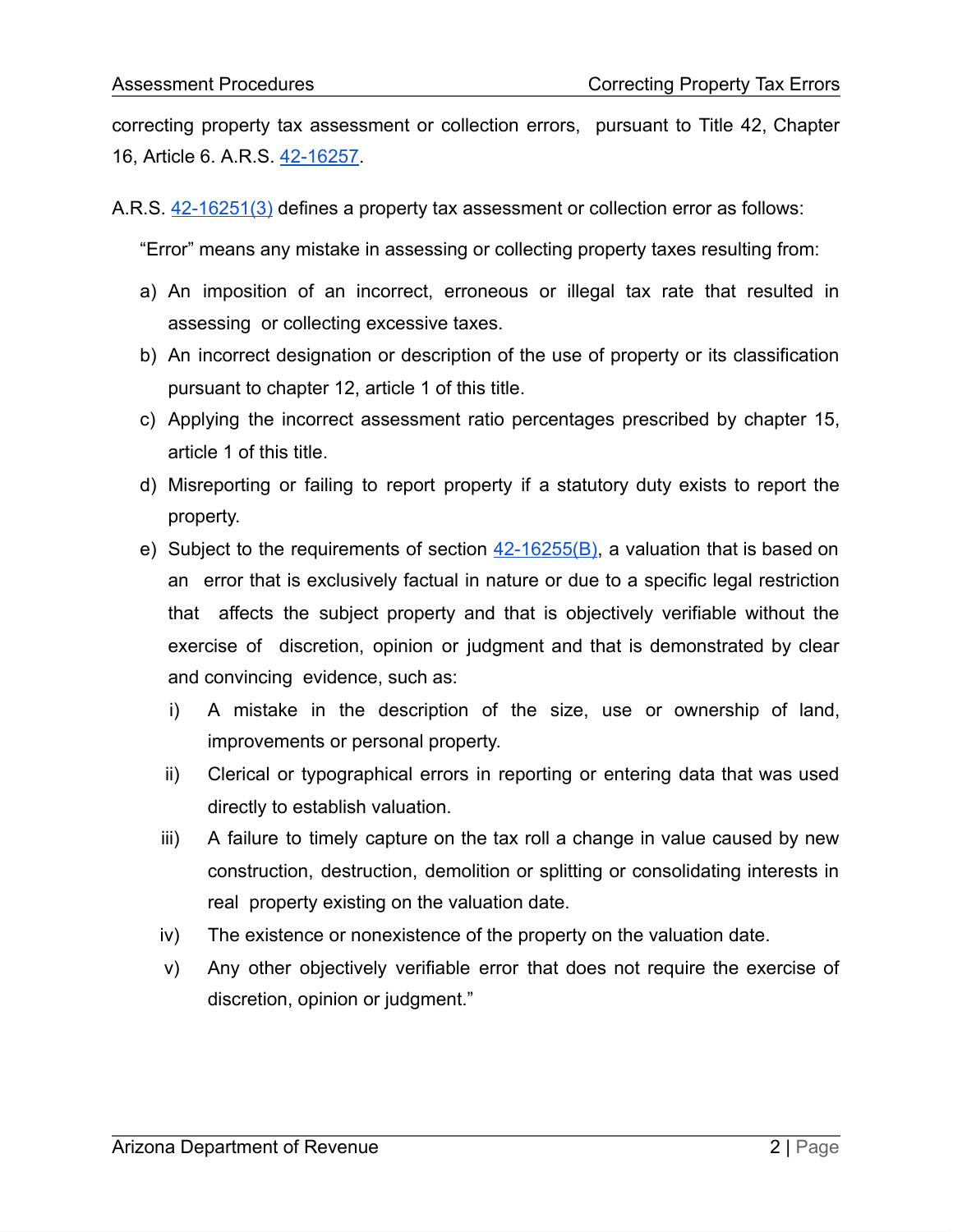correcting property tax assessment or collection errors, pursuant to Title 42, Chapter 16, Article 6. A.R.S. [42-16257](42-16257).

A.R.S. [42-16251(3)](42-16251(3)) defines a property tax assessment or collection error as follows:

> "Error" means any mistake in assessing or collecting property taxes resulting from:
>
> a) An imposition of an incorrect, erroneous or illegal tax rate that resulted in assessing or collecting excessive taxes.
>
> b) An incorrect designation or description of the use of property or its classification pursuant to chapter 12, article 1 of this title.
>
> c) Applying the incorrect assessment ratio percentages prescribed by chapter 15, article 1 of this title.
>
> d) Misreporting or failing to report property if a statutory duty exists to report the property.
>
> e) Subject to the requirements of section [42-16255(B)](42-16255(B)), a valuation that is based on an error that is exclusively factual in nature or due to a specific legal restriction that affects the subject property and that is objectively verifiable without the exercise of discretion, opinion or judgment and that is demonstrated by clear and convincing evidence, such as:
>
> i) A mistake in the description of the size, use or ownership of land, improvements or personal property.
>
> ii) Clerical or typographical errors in reporting or entering data that was used directly to establish valuation.
>
> iii) A failure to timely capture on the tax roll a change in value caused by new construction, destruction, demolition or splitting or consolidating interests in real property existing on the valuation date.
>
> iv) The existence or nonexistence of the property on the valuation date.
>
> v) Any other objectively verifiable error that does not require the exercise of discretion, opinion or judgment."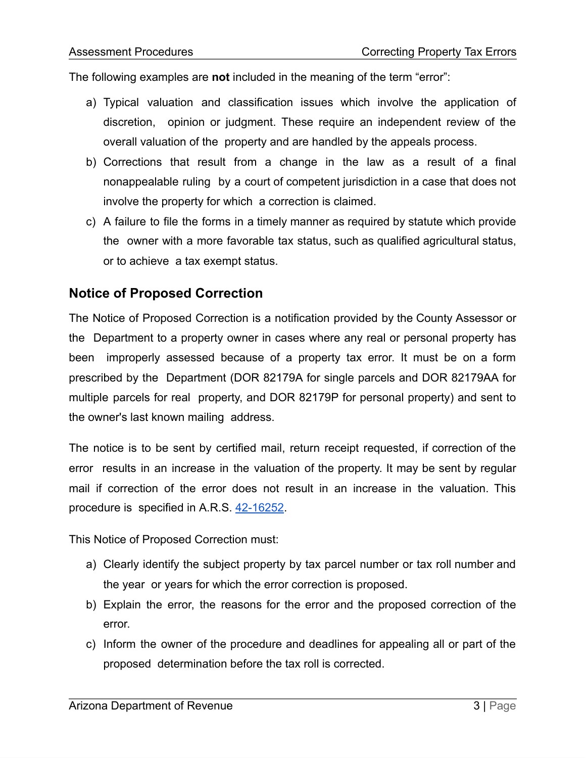The following examples are **not** included in the meaning of the term "error":

a) Typical valuation and classification issues which involve the application of discretion, opinion or judgment. These require an independent review of the overall valuation of the property and are handled by the appeals process.
b) Corrections that result from a change in the law as a result of a final nonappealable ruling by a court of competent jurisdiction in a case that does not involve the property for which a correction is claimed.
c) A failure to file the forms in a timely manner as required by statute which provide the owner with a more favorable tax status, such as qualified agricultural status, or to achieve a tax exempt status.

## Notice of Proposed Correction

The Notice of Proposed Correction is a notification provided by the County Assessor or the Department to a property owner in cases where any real or personal property has been improperly assessed because of a property tax error. It must be on a form prescribed by the Department (DOR 82179A for single parcels and DOR 82179AA for multiple parcels for real property, and DOR 82179P for personal property) and sent to the owner's last known mailing address.

The notice is to be sent by certified mail, return receipt requested, if correction of the error results in an increase in the valuation of the property. It may be sent by regular mail if correction of the error does not result in an increase in the valuation. This procedure is specified in A.R.S. 42-16252.

This Notice of Proposed Correction must:

a) Clearly identify the subject property by tax parcel number or tax roll number and the year or years for which the error correction is proposed.
b) Explain the error, the reasons for the error and the proposed correction of the error.
c) Inform the owner of the procedure and deadlines for appealing all or part of the proposed determination before the tax roll is corrected.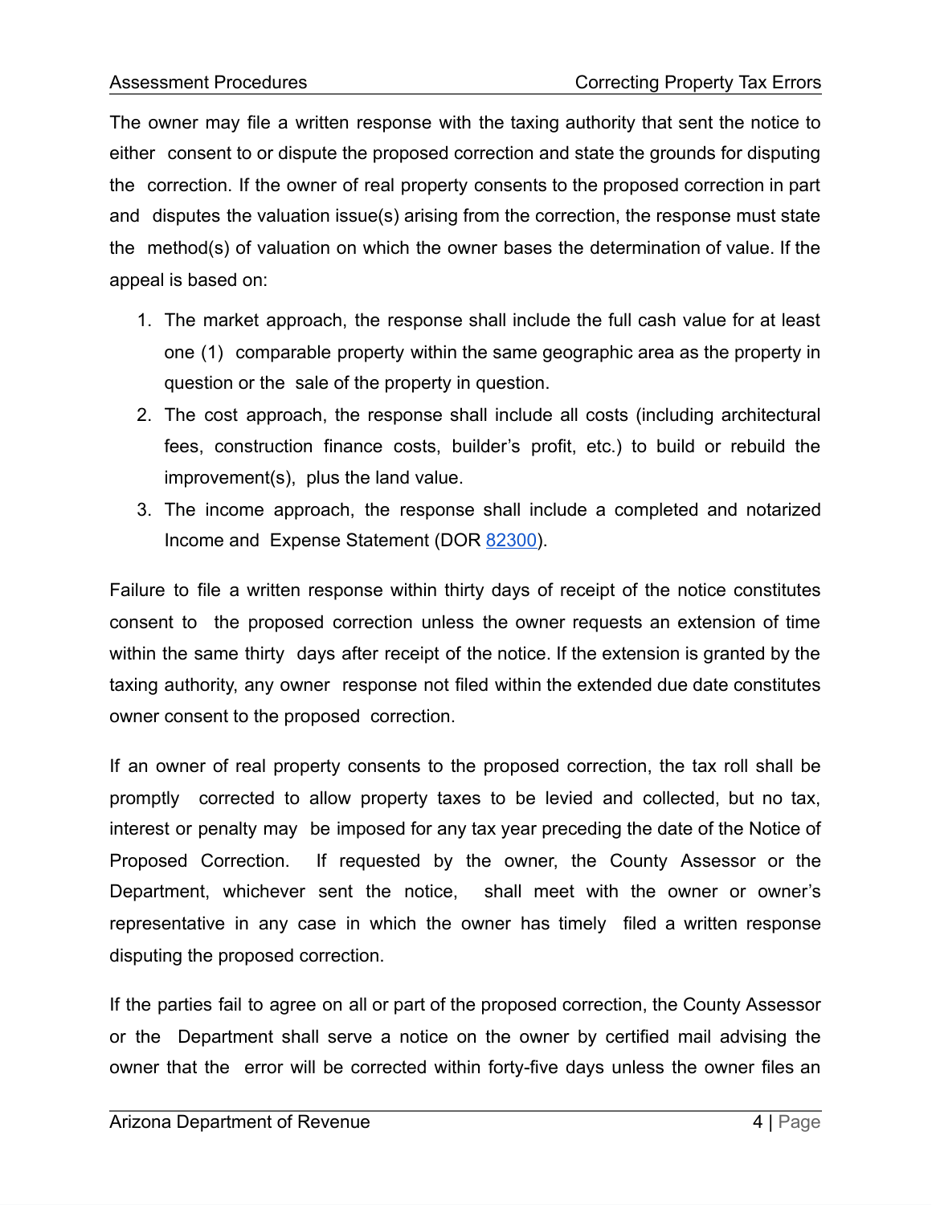The owner may file a written response with the taxing authority that sent the notice to either consent to or dispute the proposed correction and state the grounds for disputing the correction. If the owner of real property consents to the proposed correction in part and disputes the valuation issue(s) arising from the correction, the response must state the method(s) of valuation on which the owner bases the determination of value. If the appeal is based on:

1. The market approach, the response shall include the full cash value for at least one (1) comparable property within the same geographic area as the property in question or the sale of the property in question.
2. The cost approach, the response shall include all costs (including architectural fees, construction finance costs, builder's profit, etc.) to build or rebuild the improvement(s), plus the land value.
3. The income approach, the response shall include a completed and notarized Income and Expense Statement (DOR 82300).

Failure to file a written response within thirty days of receipt of the notice constitutes consent to the proposed correction unless the owner requests an extension of time within the same thirty days after receipt of the notice. If the extension is granted by the taxing authority, any owner response not filed within the extended due date constitutes owner consent to the proposed correction.

If an owner of real property consents to the proposed correction, the tax roll shall be promptly corrected to allow property taxes to be levied and collected, but no tax, interest or penalty may be imposed for any tax year preceding the date of the Notice of Proposed Correction. If requested by the owner, the County Assessor or the Department, whichever sent the notice, shall meet with the owner or owner's representative in any case in which the owner has timely filed a written response disputing the proposed correction.

If the parties fail to agree on all or part of the proposed correction, the County Assessor or the Department shall serve a notice on the owner by certified mail advising the owner that the error will be corrected within forty-five days unless the owner files an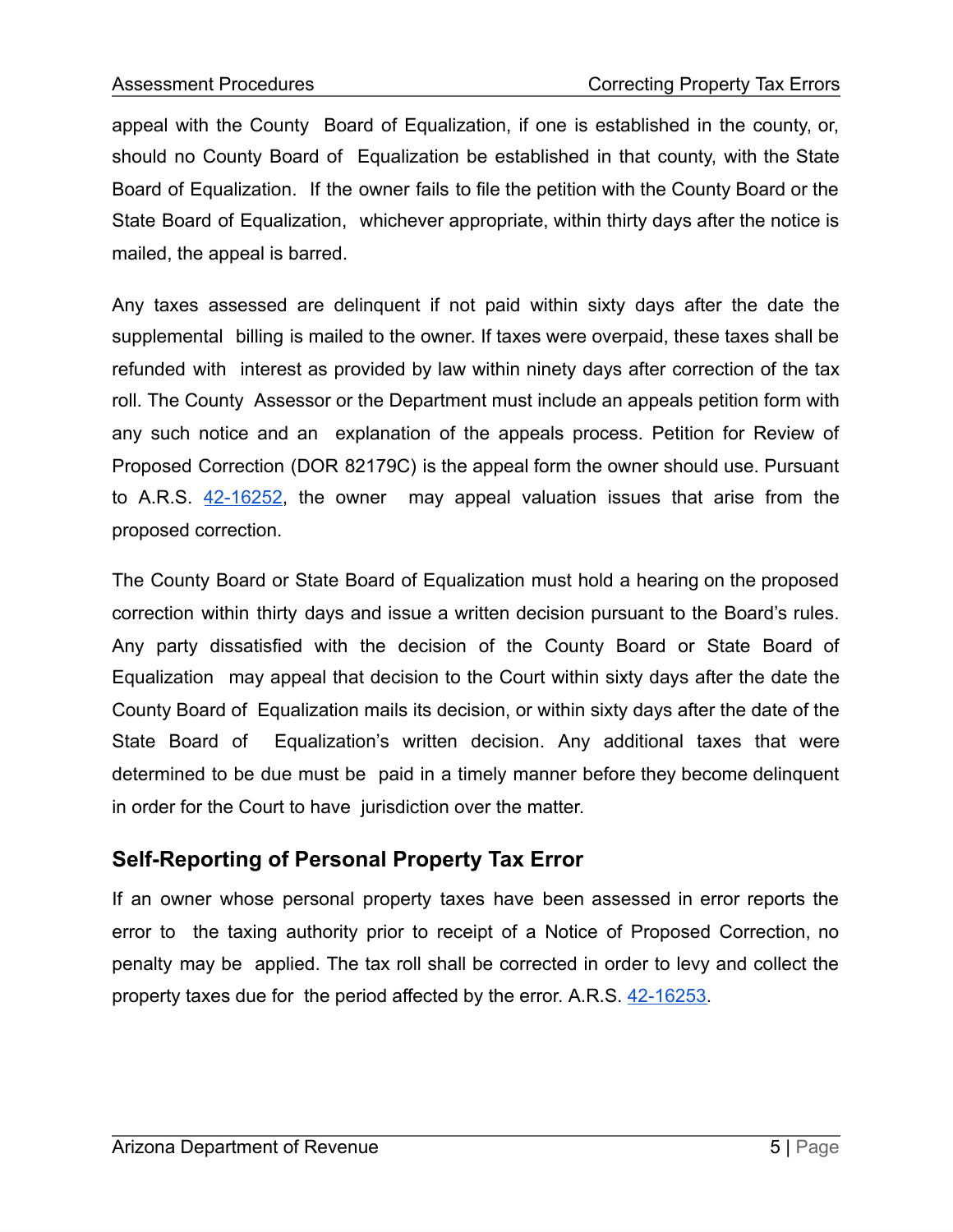appeal with the County Board of Equalization, if one is established in the county, or, should no County Board of Equalization be established in that county, with the State Board of Equalization. If the owner fails to file the petition with the County Board or the State Board of Equalization, whichever appropriate, within thirty days after the notice is mailed, the appeal is barred.

Any taxes assessed are delinquent if not paid within sixty days after the date the supplemental billing is mailed to the owner. If taxes were overpaid, these taxes shall be refunded with interest as provided by law within ninety days after correction of the tax roll. The County Assessor or the Department must include an appeals petition form with any such notice and an explanation of the appeals process. Petition for Review of Proposed Correction (DOR 82179C) is the appeal form the owner should use. Pursuant to A.R.S. 42-16252, the owner may appeal valuation issues that arise from the proposed correction.

The County Board or State Board of Equalization must hold a hearing on the proposed correction within thirty days and issue a written decision pursuant to the Board's rules. Any party dissatisfied with the decision of the County Board or State Board of Equalization may appeal that decision to the Court within sixty days after the date the County Board of Equalization mails its decision, or within sixty days after the date of the State Board of Equalization's written decision. Any additional taxes that were determined to be due must be paid in a timely manner before they become delinquent in order for the Court to have jurisdiction over the matter.

## Self-Reporting of Personal Property Tax Error

If an owner whose personal property taxes have been assessed in error reports the error to the taxing authority prior to receipt of a Notice of Proposed Correction, no penalty may be applied. The tax roll shall be corrected in order to levy and collect the property taxes due for the period affected by the error. A.R.S. 42-16253.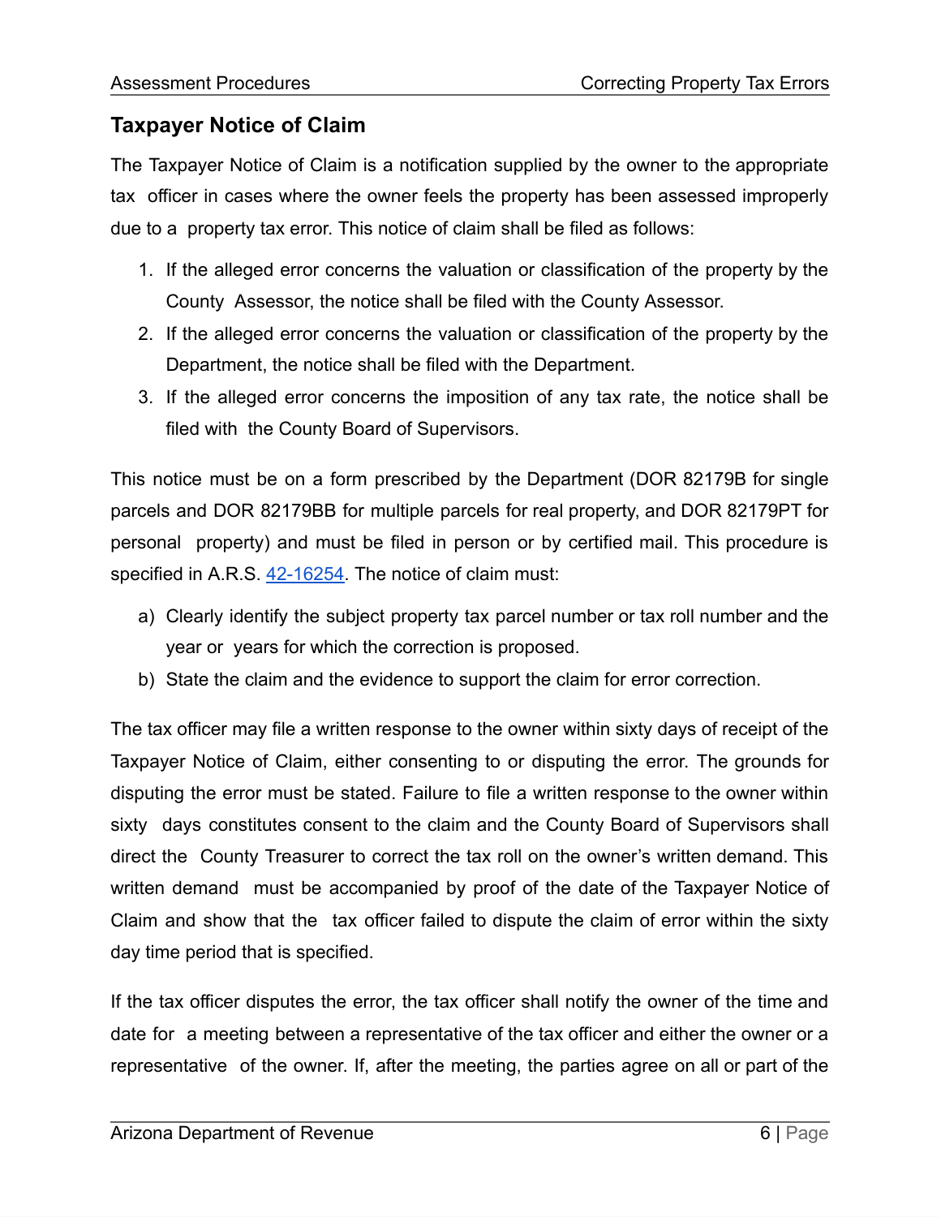## Taxpayer Notice of Claim

The Taxpayer Notice of Claim is a notification supplied by the owner to the appropriate tax officer in cases where the owner feels the property has been assessed improperly due to a property tax error. This notice of claim shall be filed as follows:

1. If the alleged error concerns the valuation or classification of the property by the County Assessor, the notice shall be filed with the County Assessor.
2. If the alleged error concerns the valuation or classification of the property by the Department, the notice shall be filed with the Department.
3. If the alleged error concerns the imposition of any tax rate, the notice shall be filed with the County Board of Supervisors.

This notice must be on a form prescribed by the Department (DOR 82179B for single parcels and DOR 82179BB for multiple parcels for real property, and DOR 82179PT for personal property) and must be filed in person or by certified mail. This procedure is specified in A.R.S. 42-16254. The notice of claim must:

a) Clearly identify the subject property tax parcel number or tax roll number and the year or years for which the correction is proposed.
b) State the claim and the evidence to support the claim for error correction.

The tax officer may file a written response to the owner within sixty days of receipt of the Taxpayer Notice of Claim, either consenting to or disputing the error. The grounds for disputing the error must be stated. Failure to file a written response to the owner within sixty days constitutes consent to the claim and the County Board of Supervisors shall direct the County Treasurer to correct the tax roll on the owner's written demand. This written demand must be accompanied by proof of the date of the Taxpayer Notice of Claim and show that the tax officer failed to dispute the claim of error within the sixty day time period that is specified.

If the tax officer disputes the error, the tax officer shall notify the owner of the time and date for a meeting between a representative of the tax officer and either the owner or a representative of the owner. If, after the meeting, the parties agree on all or part of the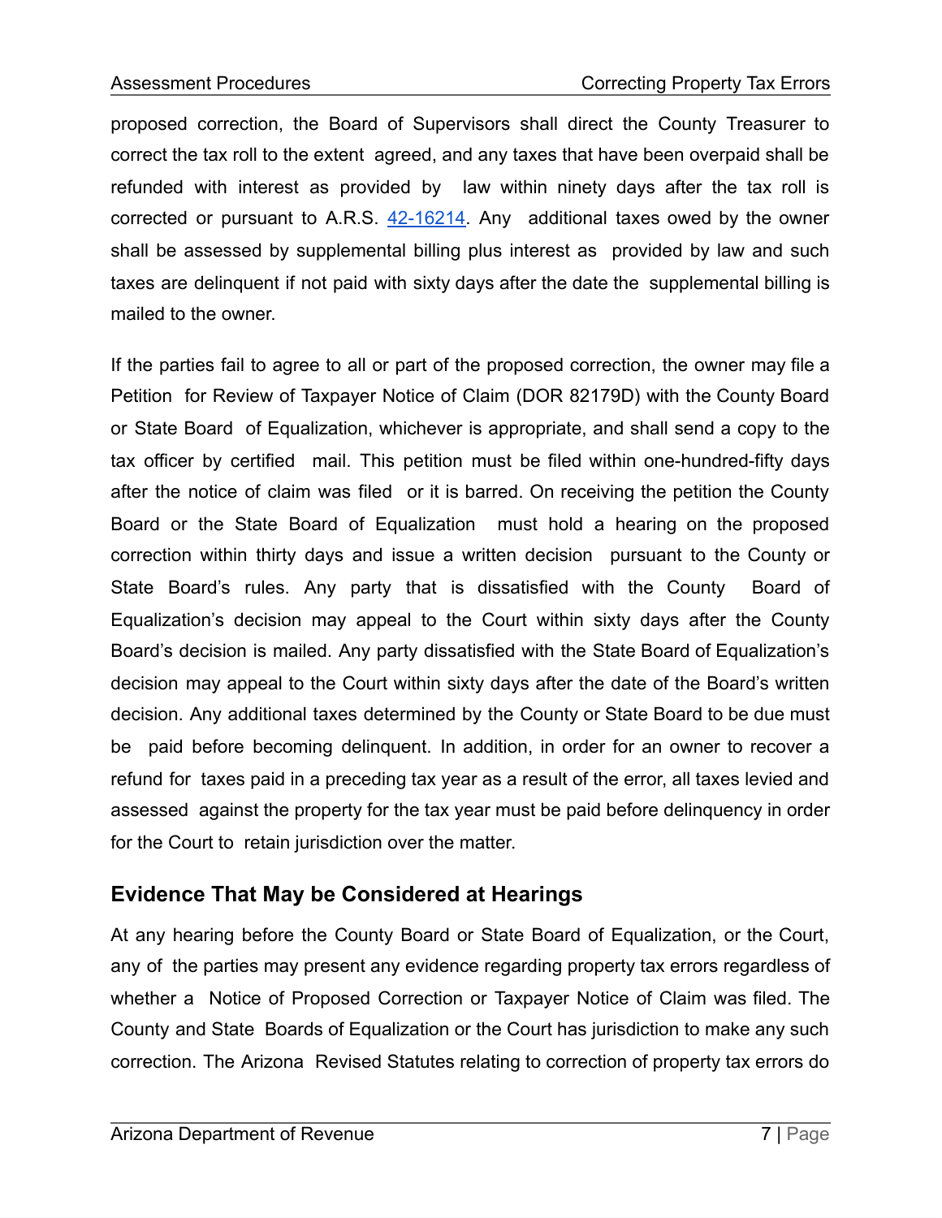proposed correction, the Board of Supervisors shall direct the County Treasurer to correct the tax roll to the extent agreed, and any taxes that have been overpaid shall be refunded with interest as provided by law within ninety days after the tax roll is corrected or pursuant to A.R.S. [42-16214](). Any additional taxes owed by the owner shall be assessed by supplemental billing plus interest as provided by law and such taxes are delinquent if not paid with sixty days after the date the supplemental billing is mailed to the owner.

If the parties fail to agree to all or part of the proposed correction, the owner may file a Petition for Review of Taxpayer Notice of Claim (DOR 82179D) with the County Board or State Board of Equalization, whichever is appropriate, and shall send a copy to the tax officer by certified mail. This petition must be filed within one-hundred-fifty days after the notice of claim was filed or it is barred. On receiving the petition the County Board or the State Board of Equalization must hold a hearing on the proposed correction within thirty days and issue a written decision pursuant to the County or State Board's rules. Any party that is dissatisfied with the County Board of Equalization's decision may appeal to the Court within sixty days after the County Board's decision is mailed. Any party dissatisfied with the State Board of Equalization's decision may appeal to the Court within sixty days after the date of the Board's written decision. Any additional taxes determined by the County or State Board to be due must be paid before becoming delinquent. In addition, in order for an owner to recover a refund for taxes paid in a preceding tax year as a result of the error, all taxes levied and assessed against the property for the tax year must be paid before delinquency in order for the Court to retain jurisdiction over the matter.

## Evidence That May be Considered at Hearings

At any hearing before the County Board or State Board of Equalization, or the Court, any of the parties may present any evidence regarding property tax errors regardless of whether a Notice of Proposed Correction or Taxpayer Notice of Claim was filed. The County and State Boards of Equalization or the Court has jurisdiction to make any such correction. The Arizona Revised Statutes relating to correction of property tax errors do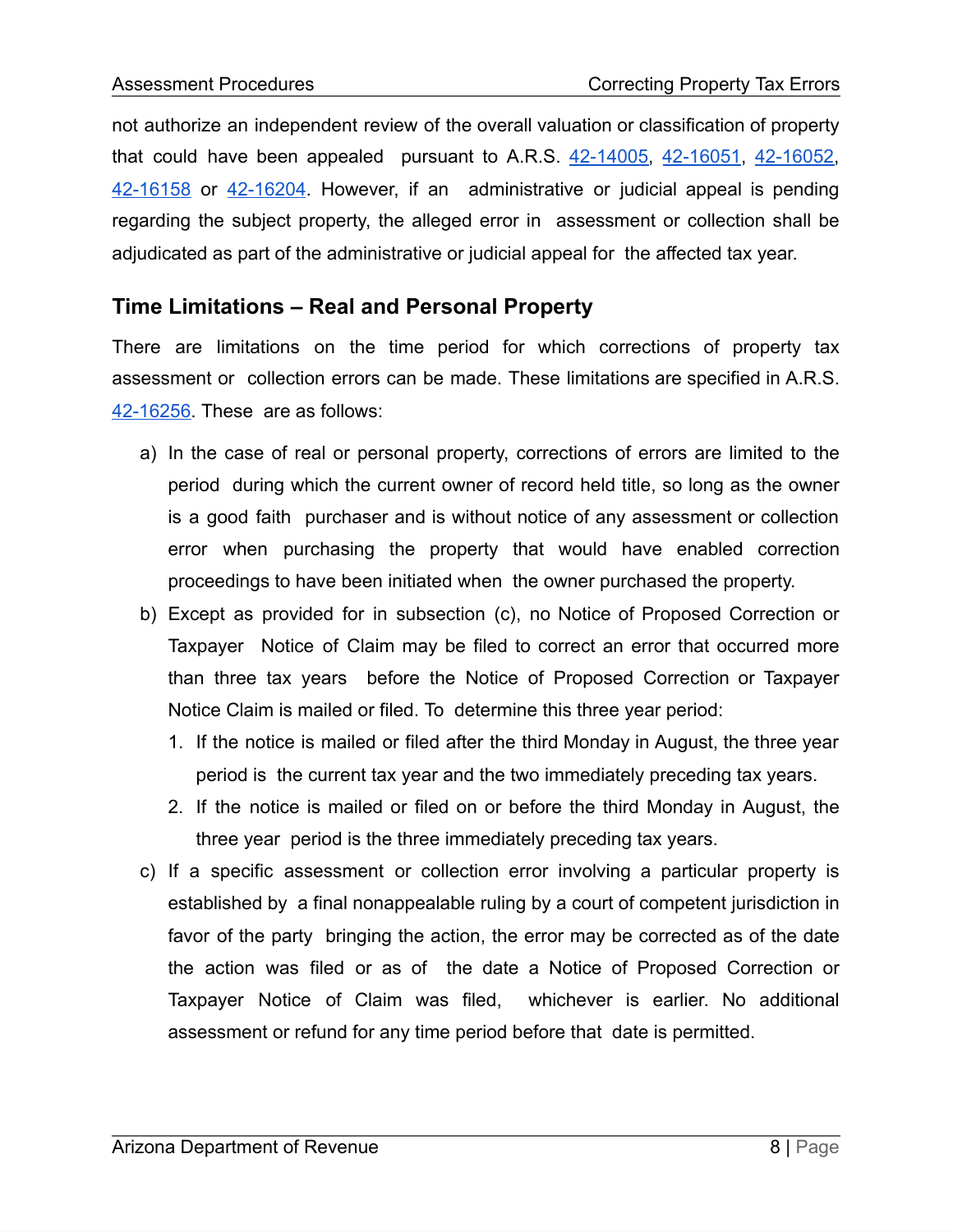not authorize an independent review of the overall valuation or classification of property that could have been appealed pursuant to A.R.S. 42-14005, 42-16051, 42-16052, 42-16158 or 42-16204. However, if an administrative or judicial appeal is pending regarding the subject property, the alleged error in assessment or collection shall be adjudicated as part of the administrative or judicial appeal for the affected tax year.

## Time Limitations – Real and Personal Property

There are limitations on the time period for which corrections of property tax assessment or collection errors can be made. These limitations are specified in A.R.S. 42-16256. These are as follows:

a) In the case of real or personal property, corrections of errors are limited to the period during which the current owner of record held title, so long as the owner is a good faith purchaser and is without notice of any assessment or collection error when purchasing the property that would have enabled correction proceedings to have been initiated when the owner purchased the property.

b) Except as provided for in subsection (c), no Notice of Proposed Correction or Taxpayer Notice of Claim may be filed to correct an error that occurred more than three tax years before the Notice of Proposed Correction or Taxpayer Notice Claim is mailed or filed. To determine this three year period:
   1. If the notice is mailed or filed after the third Monday in August, the three year period is the current tax year and the two immediately preceding tax years.
   2. If the notice is mailed or filed on or before the third Monday in August, the three year period is the three immediately preceding tax years.

c) If a specific assessment or collection error involving a particular property is established by a final nonappealable ruling by a court of competent jurisdiction in favor of the party bringing the action, the error may be corrected as of the date the action was filed or as of the date a Notice of Proposed Correction or Taxpayer Notice of Claim was filed, whichever is earlier. No additional assessment or refund for any time period before that date is permitted.